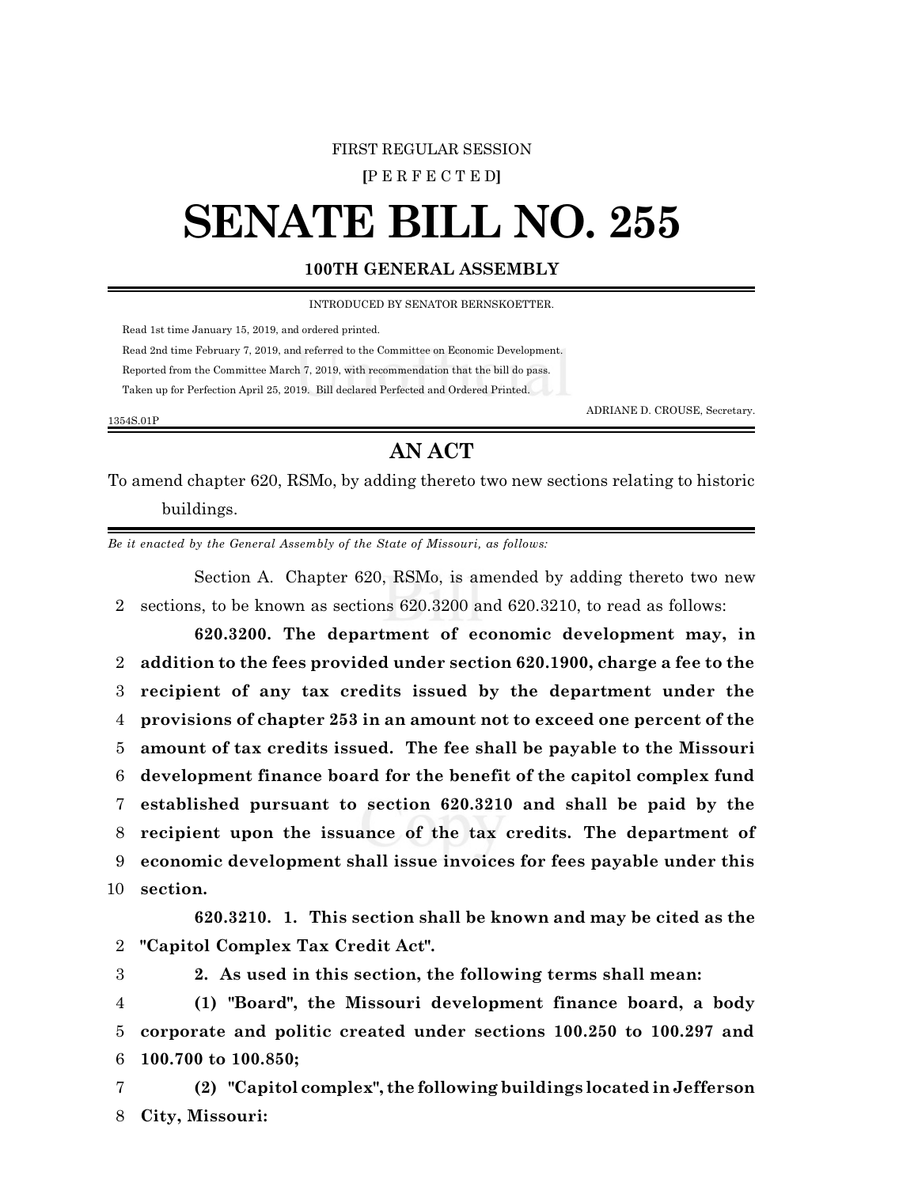FIRST REGULAR SESSION

[P E R F E C T E D]

# SENATE BILL NO. 255

## 100TH GENERAL ASSEMBLY

INTRODUCED BY SENATOR BERNSKOETTER.

Read 1st time January 15, 2019, and ordered printed.

Read 2nd time February 7, 2019, and referred to the Committee on Economic Development.

Reported from the Committee March 7, 2019, with recommendation that the bill do pass.

Taken up for Perfection April 25, 2019. Bill declared Perfected and Ordered Printed.

ADRIANE D. CROUSE, Secretary.

1354S.01P

## AN ACT

To amend chapter 620, RSMo, by adding thereto two new sections relating to historic buildings.

*Be it enacted by the General Assembly of the State of Missouri, as follows:*

Section A. Chapter 620, RSMo, is amended by adding thereto two new
2 sections, to be known as sections 620.3200 and 620.3210, to read as follows:

**620.3200. The department of economic development may, in**
2 **addition to the fees provided under section 620.1900, charge a fee to the**
3 **recipient of any tax credits issued by the department under the**
4 **provisions of chapter 253 in an amount not to exceed one percent of the**
5 **amount of tax credits issued. The fee shall be payable to the Missouri**
6 **development finance board for the benefit of the capitol complex fund**
7 **established pursuant to section 620.3210 and shall be paid by the**
8 **recipient upon the issuance of the tax credits. The department of**
9 **economic development shall issue invoices for fees payable under this**
10 **section.**

**620.3210. 1. This section shall be known and may be cited as the**
2 **"Capitol Complex Tax Credit Act".**
3 **2. As used in this section, the following terms shall mean:**
4 **(1) "Board", the Missouri development finance board, a body**
5 **corporate and politic created under sections 100.250 to 100.297 and**
6 **100.700 to 100.850;**
7 **(2) "Capitol complex", the following buildings located in Jefferson**
8 **City, Missouri:**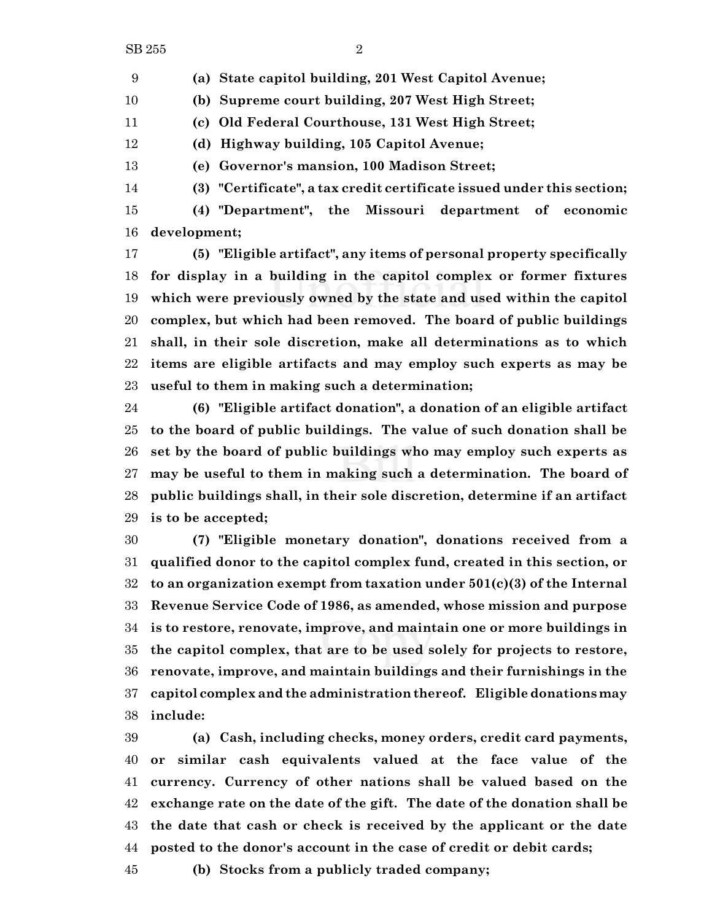**(a) State capitol building, 201 West Capitol Avenue;**

**(b) Supreme court building, 207 West High Street;**

**(c) Old Federal Courthouse, 131 West High Street;**

**(d) Highway building, 105 Capitol Avenue;**

**(e) Governor's mansion, 100 Madison Street;**

**(3) "Certificate", a tax credit certificate issued under this section;**

**(4) "Department", the Missouri department of economic development;**

**(5) "Eligible artifact", any items of personal property specifically for display in a building in the capitol complex or former fixtures which were previously owned by the state and used within the capitol complex, but which had been removed. The board of public buildings shall, in their sole discretion, make all determinations as to which items are eligible artifacts and may employ such experts as may be useful to them in making such a determination;**

**(6) "Eligible artifact donation", a donation of an eligible artifact to the board of public buildings. The value of such donation shall be set by the board of public buildings who may employ such experts as may be useful to them in making such a determination. The board of public buildings shall, in their sole discretion, determine if an artifact is to be accepted;**

**(7) "Eligible monetary donation", donations received from a qualified donor to the capitol complex fund, created in this section, or to an organization exempt from taxation under 501(c)(3) of the Internal Revenue Service Code of 1986, as amended, whose mission and purpose is to restore, renovate, improve, and maintain one or more buildings in the capitol complex, that are to be used solely for projects to restore, renovate, improve, and maintain buildings and their furnishings in the capitol complex and the administration thereof. Eligible donations may include:**

**(a) Cash, including checks, money orders, credit card payments, or similar cash equivalents valued at the face value of the currency. Currency of other nations shall be valued based on the exchange rate on the date of the gift. The date of the donation shall be the date that cash or check is received by the applicant or the date posted to the donor's account in the case of credit or debit cards;**

**(b) Stocks from a publicly traded company;**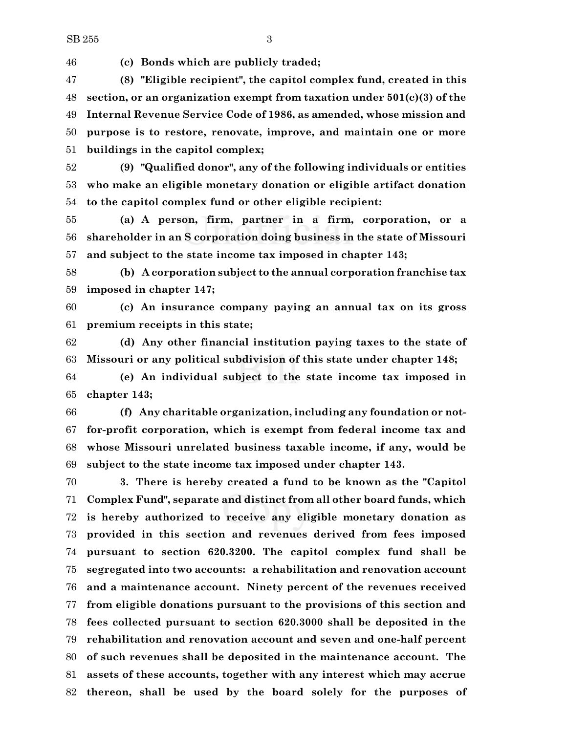**(c) Bonds which are publicly traded;**

**(8) "Eligible recipient", the capitol complex fund, created in this section, or an organization exempt from taxation under 501(c)(3) of the Internal Revenue Service Code of 1986, as amended, whose mission and purpose is to restore, renovate, improve, and maintain one or more buildings in the capitol complex;**

**(9) "Qualified donor", any of the following individuals or entities who make an eligible monetary donation or eligible artifact donation to the capitol complex fund or other eligible recipient:**

**(a) A person, firm, partner in a firm, corporation, or a shareholder in an S corporation doing business in the state of Missouri and subject to the state income tax imposed in chapter 143;**

**(b) A corporation subject to the annual corporation franchise tax imposed in chapter 147;**

**(c) An insurance company paying an annual tax on its gross premium receipts in this state;**

**(d) Any other financial institution paying taxes to the state of Missouri or any political subdivision of this state under chapter 148;**

**(e) An individual subject to the state income tax imposed in chapter 143;**

**(f) Any charitable organization, including any foundation or not-for-profit corporation, which is exempt from federal income tax and whose Missouri unrelated business taxable income, if any, would be subject to the state income tax imposed under chapter 143.**

**3. There is hereby created a fund to be known as the "Capitol Complex Fund", separate and distinct from all other board funds, which is hereby authorized to receive any eligible monetary donation as provided in this section and revenues derived from fees imposed pursuant to section 620.3200. The capitol complex fund shall be segregated into two accounts: a rehabilitation and renovation account and a maintenance account. Ninety percent of the revenues received from eligible donations pursuant to the provisions of this section and fees collected pursuant to section 620.3000 shall be deposited in the rehabilitation and renovation account and seven and one-half percent of such revenues shall be deposited in the maintenance account. The assets of these accounts, together with any interest which may accrue thereon, shall be used by the board solely for the purposes of**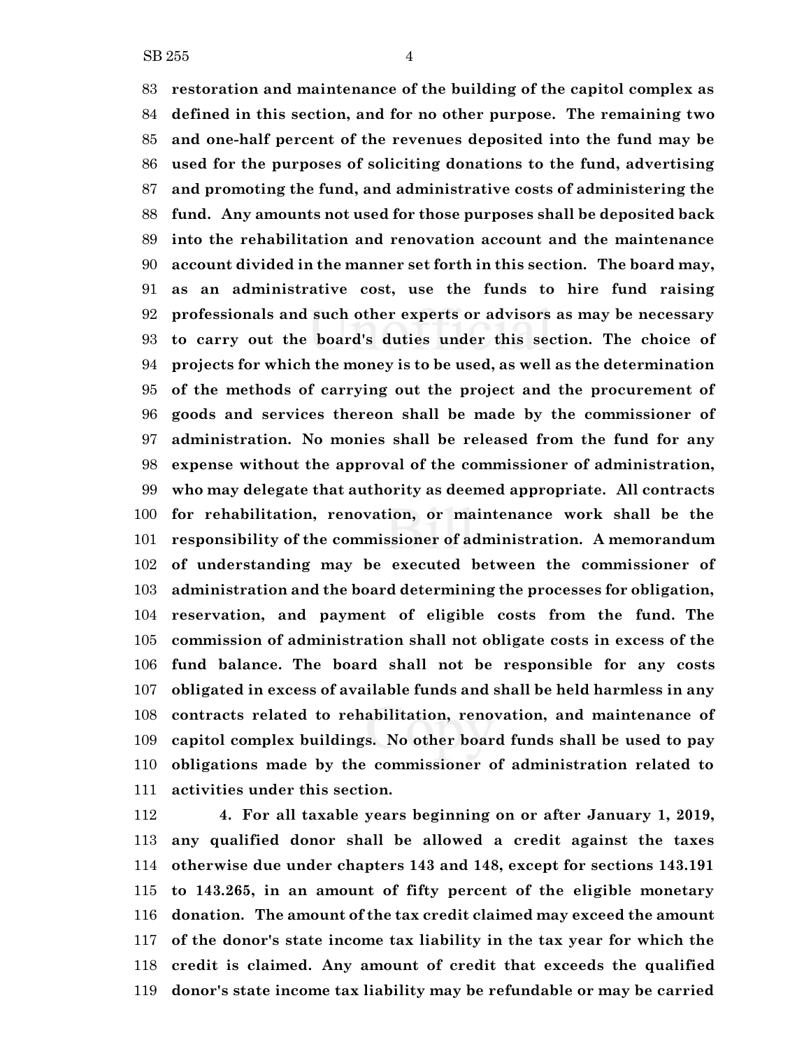**restoration and maintenance of the building of the capitol complex as defined in this section, and for no other purpose. The remaining two and one-half percent of the revenues deposited into the fund may be used for the purposes of soliciting donations to the fund, advertising and promoting the fund, and administrative costs of administering the fund. Any amounts not used for those purposes shall be deposited back into the rehabilitation and renovation account and the maintenance account divided in the manner set forth in this section. The board may, as an administrative cost, use the funds to hire fund raising professionals and such other experts or advisors as may be necessary to carry out the board's duties under this section. The choice of projects for which the money is to be used, as well as the determination of the methods of carrying out the project and the procurement of goods and services thereon shall be made by the commissioner of administration. No monies shall be released from the fund for any expense without the approval of the commissioner of administration, who may delegate that authority as deemed appropriate. All contracts for rehabilitation, renovation, or maintenance work shall be the responsibility of the commissioner of administration. A memorandum of understanding may be executed between the commissioner of administration and the board determining the processes for obligation, reservation, and payment of eligible costs from the fund. The commission of administration shall not obligate costs in excess of the fund balance. The board shall not be responsible for any costs obligated in excess of available funds and shall be held harmless in any contracts related to rehabilitation, renovation, and maintenance of capitol complex buildings. No other board funds shall be used to pay obligations made by the commissioner of administration related to activities under this section.**

**4. For all taxable years beginning on or after January 1, 2019, any qualified donor shall be allowed a credit against the taxes otherwise due under chapters 143 and 148, except for sections 143.191 to 143.265, in an amount of fifty percent of the eligible monetary donation. The amount of the tax credit claimed may exceed the amount of the donor's state income tax liability in the tax year for which the credit is claimed. Any amount of credit that exceeds the qualified donor's state income tax liability may be refundable or may be carried**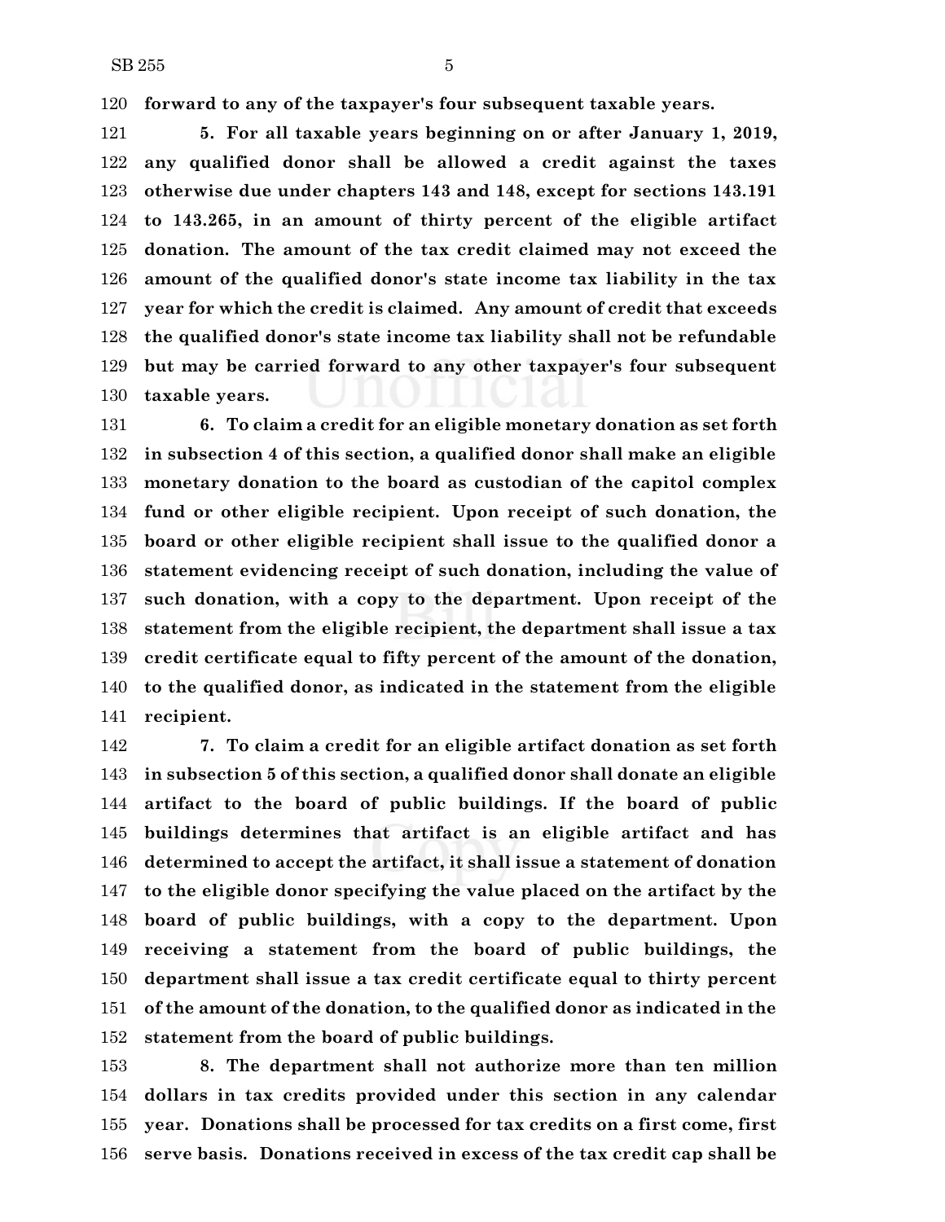**forward to any of the taxpayer's four subsequent taxable years.**

**5. For all taxable years beginning on or after January 1, 2019, any qualified donor shall be allowed a credit against the taxes otherwise due under chapters 143 and 148, except for sections 143.191 to 143.265, in an amount of thirty percent of the eligible artifact donation. The amount of the tax credit claimed may not exceed the amount of the qualified donor's state income tax liability in the tax year for which the credit is claimed. Any amount of credit that exceeds the qualified donor's state income tax liability shall not be refundable but may be carried forward to any other taxpayer's four subsequent taxable years.**

**6. To claim a credit for an eligible monetary donation as set forth in subsection 4 of this section, a qualified donor shall make an eligible monetary donation to the board as custodian of the capitol complex fund or other eligible recipient. Upon receipt of such donation, the board or other eligible recipient shall issue to the qualified donor a statement evidencing receipt of such donation, including the value of such donation, with a copy to the department. Upon receipt of the statement from the eligible recipient, the department shall issue a tax credit certificate equal to fifty percent of the amount of the donation, to the qualified donor, as indicated in the statement from the eligible recipient.**

**7. To claim a credit for an eligible artifact donation as set forth in subsection 5 of this section, a qualified donor shall donate an eligible artifact to the board of public buildings. If the board of public buildings determines that artifact is an eligible artifact and has determined to accept the artifact, it shall issue a statement of donation to the eligible donor specifying the value placed on the artifact by the board of public buildings, with a copy to the department. Upon receiving a statement from the board of public buildings, the department shall issue a tax credit certificate equal to thirty percent of the amount of the donation, to the qualified donor as indicated in the statement from the board of public buildings.**

**8. The department shall not authorize more than ten million dollars in tax credits provided under this section in any calendar year. Donations shall be processed for tax credits on a first come, first serve basis. Donations received in excess of the tax credit cap shall be**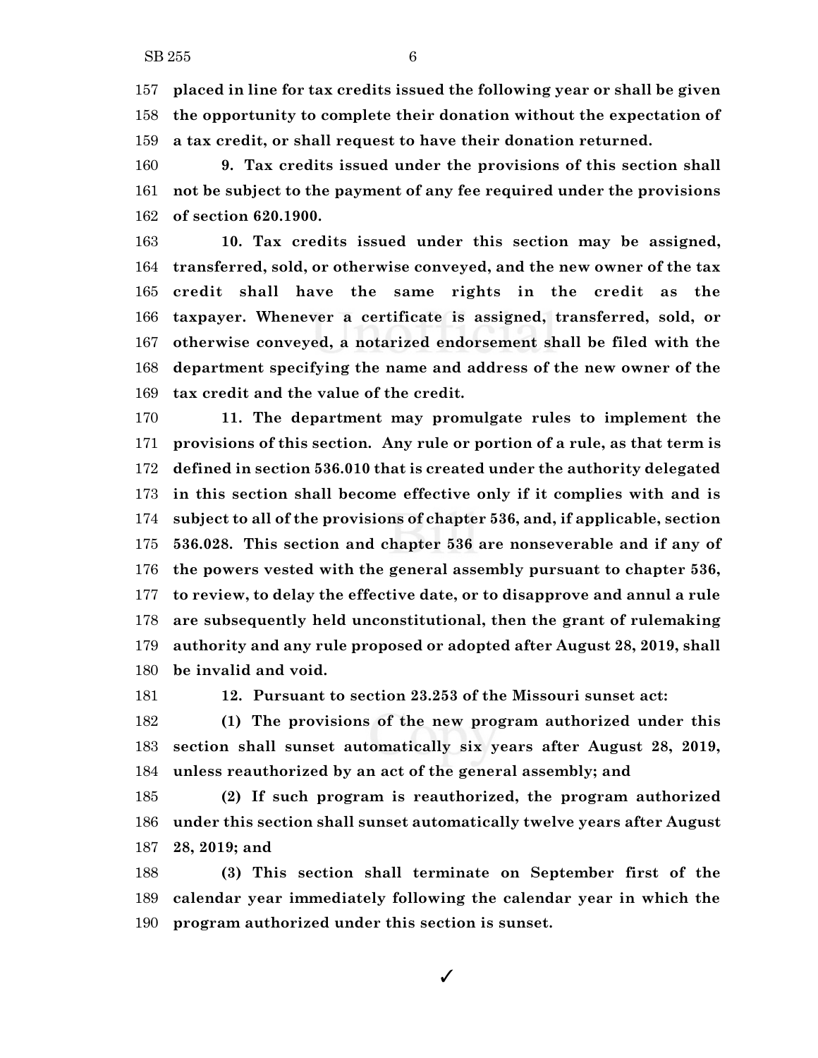**placed in line for tax credits issued the following year or shall be given the opportunity to complete their donation without the expectation of a tax credit, or shall request to have their donation returned.**

**9. Tax credits issued under the provisions of this section shall not be subject to the payment of any fee required under the provisions of section 620.1900.**

**10. Tax credits issued under this section may be assigned, transferred, sold, or otherwise conveyed, and the new owner of the tax credit shall have the same rights in the credit as the taxpayer. Whenever a certificate is assigned, transferred, sold, or otherwise conveyed, a notarized endorsement shall be filed with the department specifying the name and address of the new owner of the tax credit and the value of the credit.**

**11. The department may promulgate rules to implement the provisions of this section. Any rule or portion of a rule, as that term is defined in section 536.010 that is created under the authority delegated in this section shall become effective only if it complies with and is subject to all of the provisions of chapter 536, and, if applicable, section 536.028. This section and chapter 536 are nonseverable and if any of the powers vested with the general assembly pursuant to chapter 536, to review, to delay the effective date, or to disapprove and annul a rule are subsequently held unconstitutional, then the grant of rulemaking authority and any rule proposed or adopted after August 28, 2019, shall be invalid and void.**

**12. Pursuant to section 23.253 of the Missouri sunset act:**

**(1) The provisions of the new program authorized under this section shall sunset automatically six years after August 28, 2019, unless reauthorized by an act of the general assembly; and**

**(2) If such program is reauthorized, the program authorized under this section shall sunset automatically twelve years after August 28, 2019; and**

**(3) This section shall terminate on September first of the calendar year immediately following the calendar year in which the program authorized under this section is sunset.**

✓